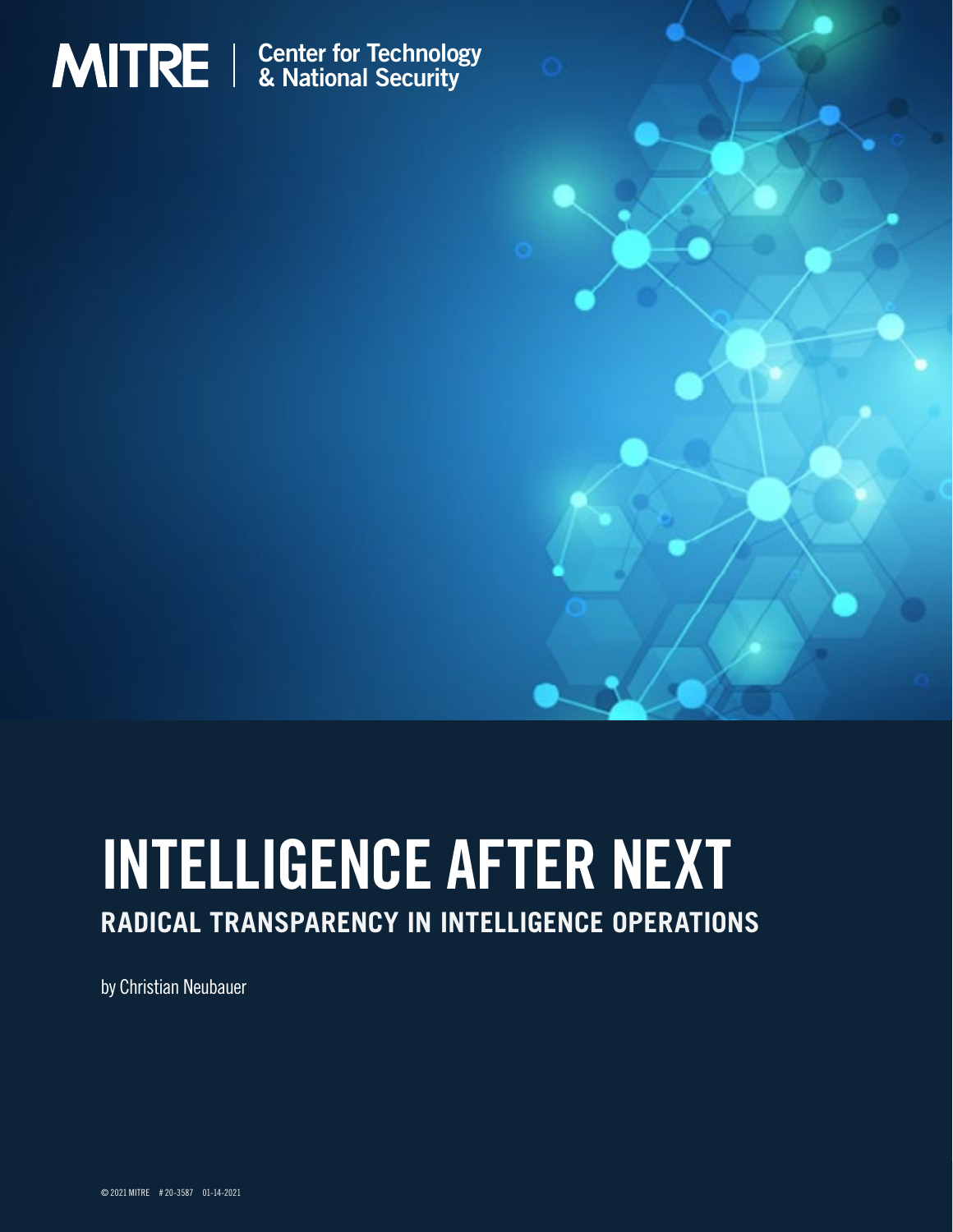MITRE | Center for Technology & National Security

# INTELLIGENCE AFTER NEXT

## RADICAL TRANSPARENCY IN INTELLIGENCE OPERATIONS

by Christian Neubauer

© 2021 MITRE # 20-3587 01-14-2021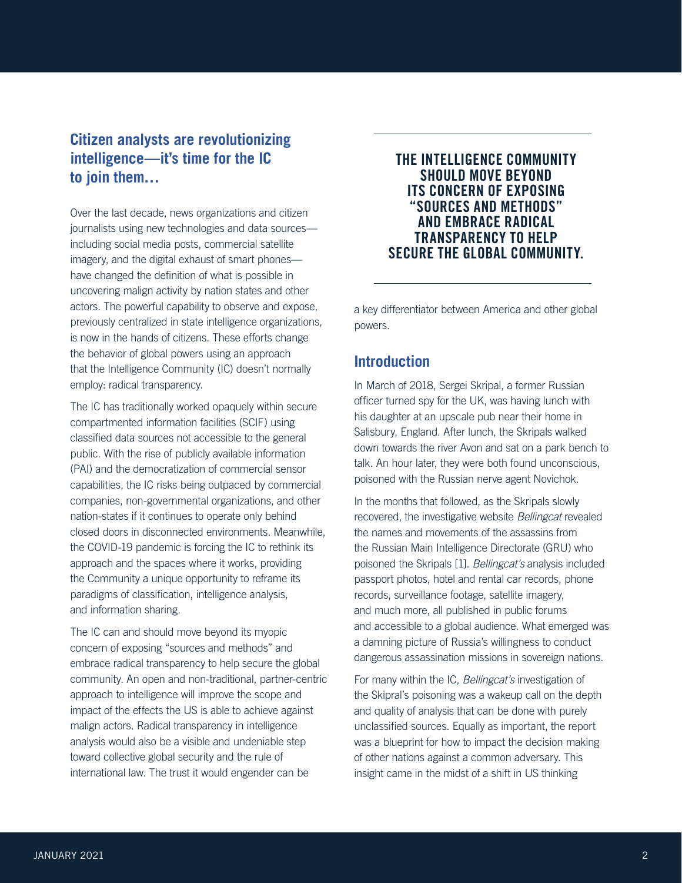## Citizen analysts are revolutionizing intelligence—it's time for the IC to join them…

Over the last decade, news organizations and citizen journalists using new technologies and data sources—including social media posts, commercial satellite imagery, and the digital exhaust of smart phones—have changed the definition of what is possible in uncovering malign activity by nation states and other actors. The powerful capability to observe and expose, previously centralized in state intelligence organizations, is now in the hands of citizens. These efforts change the behavior of global powers using an approach that the Intelligence Community (IC) doesn't normally employ: radical transparency.

The IC has traditionally worked opaquely within secure compartmented information facilities (SCIF) using classified data sources not accessible to the general public. With the rise of publicly available information (PAI) and the democratization of commercial sensor capabilities, the IC risks being outpaced by commercial companies, non-governmental organizations, and other nation-states if it continues to operate only behind closed doors in disconnected environments. Meanwhile, the COVID-19 pandemic is forcing the IC to rethink its approach and the spaces where it works, providing the Community a unique opportunity to reframe its paradigms of classification, intelligence analysis, and information sharing.

The IC can and should move beyond its myopic concern of exposing "sources and methods" and embrace radical transparency to help secure the global community. An open and non-traditional, partner-centric approach to intelligence will improve the scope and impact of the effects the US is able to achieve against malign actors. Radical transparency in intelligence analysis would also be a visible and undeniable step toward collective global security and the rule of international law. The trust it would engender can be a key differentiator between America and other global powers.

**THE INTELLIGENCE COMMUNITY SHOULD MOVE BEYOND ITS CONCERN OF EXPOSING "SOURCES AND METHODS" AND EMBRACE RADICAL TRANSPARENCY TO HELP SECURE THE GLOBAL COMMUNITY.**

## Introduction

In March of 2018, Sergei Skripal, a former Russian officer turned spy for the UK, was having lunch with his daughter at an upscale pub near their home in Salisbury, England. After lunch, the Skripals walked down towards the river Avon and sat on a park bench to talk. An hour later, they were both found unconscious, poisoned with the Russian nerve agent Novichok.

In the months that followed, as the Skripals slowly recovered, the investigative website *Bellingcat* revealed the names and movements of the assassins from the Russian Main Intelligence Directorate (GRU) who poisoned the Skripals [1]. *Bellingcat's* analysis included passport photos, hotel and rental car records, phone records, surveillance footage, satellite imagery, and much more, all published in public forums and accessible to a global audience. What emerged was a damning picture of Russia's willingness to conduct dangerous assassination missions in sovereign nations.

For many within the IC, *Bellingcat's* investigation of the Skripal's poisoning was a wakeup call on the depth and quality of analysis that can be done with purely unclassified sources. Equally as important, the report was a blueprint for how to impact the decision making of other nations against a common adversary. This insight came in the midst of a shift in US thinking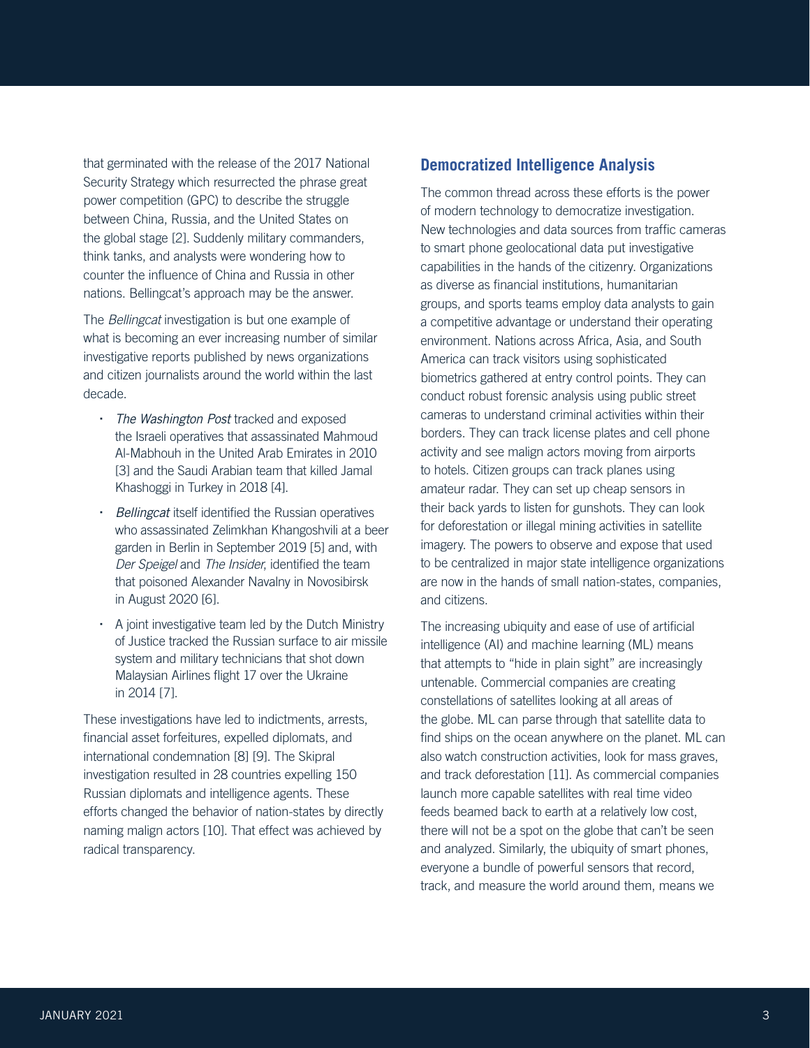that germinated with the release of the 2017 National Security Strategy which resurrected the phrase great power competition (GPC) to describe the struggle between China, Russia, and the United States on the global stage [2]. Suddenly military commanders, think tanks, and analysts were wondering how to counter the influence of China and Russia in other nations. Bellingcat's approach may be the answer.

The *Bellingcat* investigation is but one example of what is becoming an ever increasing number of similar investigative reports published by news organizations and citizen journalists around the world within the last decade.

- *The Washington Post* tracked and exposed the Israeli operatives that assassinated Mahmoud Al-Mabhouh in the United Arab Emirates in 2010 [3] and the Saudi Arabian team that killed Jamal Khashoggi in Turkey in 2018 [4].
- *Bellingcat* itself identified the Russian operatives who assassinated Zelimkhan Khangoshvili at a beer garden in Berlin in September 2019 [5] and, with *Der Speigel* and *The Insider*, identified the team that poisoned Alexander Navalny in Novosibirsk in August 2020 [6].
- A joint investigative team led by the Dutch Ministry of Justice tracked the Russian surface to air missile system and military technicians that shot down Malaysian Airlines flight 17 over the Ukraine in 2014 [7].

These investigations have led to indictments, arrests, financial asset forfeitures, expelled diplomats, and international condemnation [8] [9]. The Skipral investigation resulted in 28 countries expelling 150 Russian diplomats and intelligence agents. These efforts changed the behavior of nation-states by directly naming malign actors [10]. That effect was achieved by radical transparency.

## Democratized Intelligence Analysis

The common thread across these efforts is the power of modern technology to democratize investigation. New technologies and data sources from traffic cameras to smart phone geolocational data put investigative capabilities in the hands of the citizenry. Organizations as diverse as financial institutions, humanitarian groups, and sports teams employ data analysts to gain a competitive advantage or understand their operating environment. Nations across Africa, Asia, and South America can track visitors using sophisticated biometrics gathered at entry control points. They can conduct robust forensic analysis using public street cameras to understand criminal activities within their borders. They can track license plates and cell phone activity and see malign actors moving from airports to hotels. Citizen groups can track planes using amateur radar. They can set up cheap sensors in their back yards to listen for gunshots. They can look for deforestation or illegal mining activities in satellite imagery. The powers to observe and expose that used to be centralized in major state intelligence organizations are now in the hands of small nation-states, companies, and citizens.

The increasing ubiquity and ease of use of artificial intelligence (AI) and machine learning (ML) means that attempts to "hide in plain sight" are increasingly untenable. Commercial companies are creating constellations of satellites looking at all areas of the globe. ML can parse through that satellite data to find ships on the ocean anywhere on the planet. ML can also watch construction activities, look for mass graves, and track deforestation [11]. As commercial companies launch more capable satellites with real time video feeds beamed back to earth at a relatively low cost, there will not be a spot on the globe that can't be seen and analyzed. Similarly, the ubiquity of smart phones, everyone a bundle of powerful sensors that record, track, and measure the world around them, means we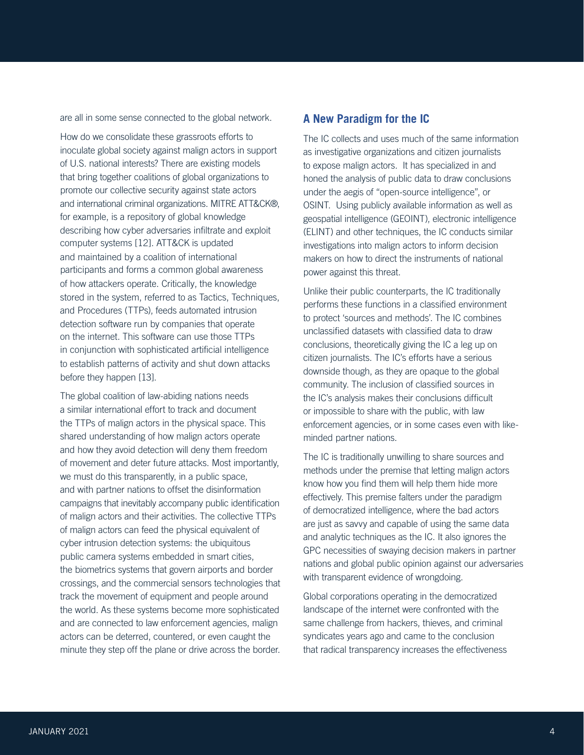are all in some sense connected to the global network.

How do we consolidate these grassroots efforts to inoculate global society against malign actors in support of U.S. national interests? There are existing models that bring together coalitions of global organizations to promote our collective security against state actors and international criminal organizations. MITRE ATT&CK®, for example, is a repository of global knowledge describing how cyber adversaries infiltrate and exploit computer systems [12]. ATT&CK is updated and maintained by a coalition of international participants and forms a common global awareness of how attackers operate. Critically, the knowledge stored in the system, referred to as Tactics, Techniques, and Procedures (TTPs), feeds automated intrusion detection software run by companies that operate on the internet. This software can use those TTPs in conjunction with sophisticated artificial intelligence to establish patterns of activity and shut down attacks before they happen [13].

The global coalition of law-abiding nations needs a similar international effort to track and document the TTPs of malign actors in the physical space. This shared understanding of how malign actors operate and how they avoid detection will deny them freedom of movement and deter future attacks. Most importantly, we must do this transparently, in a public space, and with partner nations to offset the disinformation campaigns that inevitably accompany public identification of malign actors and their activities. The collective TTPs of malign actors can feed the physical equivalent of cyber intrusion detection systems: the ubiquitous public camera systems embedded in smart cities, the biometrics systems that govern airports and border crossings, and the commercial sensors technologies that track the movement of equipment and people around the world. As these systems become more sophisticated and are connected to law enforcement agencies, malign actors can be deterred, countered, or even caught the minute they step off the plane or drive across the border.

## A New Paradigm for the IC

The IC collects and uses much of the same information as investigative organizations and citizen journalists to expose malign actors. It has specialized in and honed the analysis of public data to draw conclusions under the aegis of "open-source intelligence", or OSINT. Using publicly available information as well as geospatial intelligence (GEOINT), electronic intelligence (ELINT) and other techniques, the IC conducts similar investigations into malign actors to inform decision makers on how to direct the instruments of national power against this threat.

Unlike their public counterparts, the IC traditionally performs these functions in a classified environment to protect 'sources and methods'. The IC combines unclassified datasets with classified data to draw conclusions, theoretically giving the IC a leg up on citizen journalists. The IC's efforts have a serious downside though, as they are opaque to the global community. The inclusion of classified sources in the IC's analysis makes their conclusions difficult or impossible to share with the public, with law enforcement agencies, or in some cases even with like-minded partner nations.

The IC is traditionally unwilling to share sources and methods under the premise that letting malign actors know how you find them will help them hide more effectively. This premise falters under the paradigm of democratized intelligence, where the bad actors are just as savvy and capable of using the same data and analytic techniques as the IC. It also ignores the GPC necessities of swaying decision makers in partner nations and global public opinion against our adversaries with transparent evidence of wrongdoing.

Global corporations operating in the democratized landscape of the internet were confronted with the same challenge from hackers, thieves, and criminal syndicates years ago and came to the conclusion that radical transparency increases the effectiveness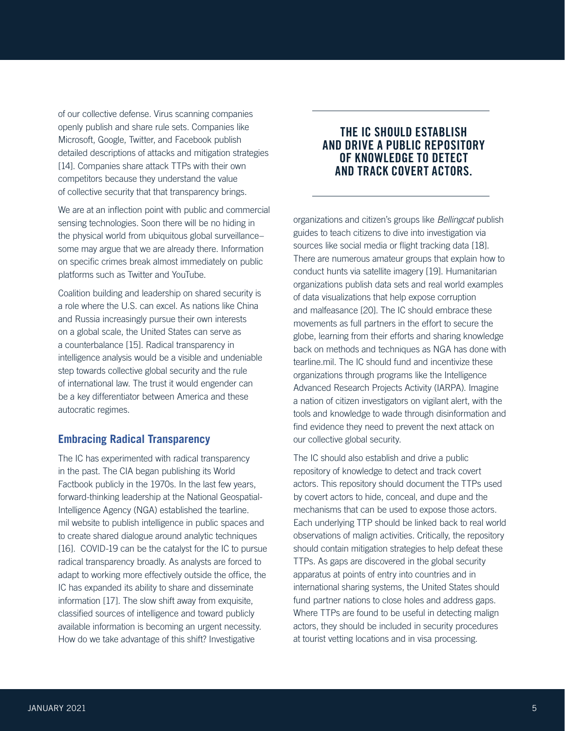of our collective defense. Virus scanning companies openly publish and share rule sets. Companies like Microsoft, Google, Twitter, and Facebook publish detailed descriptions of attacks and mitigation strategies [14]. Companies share attack TTPs with their own competitors because they understand the value of collective security that that transparency brings.

We are at an inflection point with public and commercial sensing technologies. Soon there will be no hiding in the physical world from ubiquitous global surveillance–some may argue that we are already there. Information on specific crimes break almost immediately on public platforms such as Twitter and YouTube.

Coalition building and leadership on shared security is a role where the U.S. can excel. As nations like China and Russia increasingly pursue their own interests on a global scale, the United States can serve as a counterbalance [15]. Radical transparency in intelligence analysis would be a visible and undeniable step towards collective global security and the rule of international law. The trust it would engender can be a key differentiator between America and these autocratic regimes.

## Embracing Radical Transparency

The IC has experimented with radical transparency in the past. The CIA began publishing its World Factbook publicly in the 1970s. In the last few years, forward-thinking leadership at the National Geospatial-Intelligence Agency (NGA) established the tearline.mil website to publish intelligence in public spaces and to create shared dialogue around analytic techniques [16]. COVID-19 can be the catalyst for the IC to pursue radical transparency broadly. As analysts are forced to adapt to working more effectively outside the office, the IC has expanded its ability to share and disseminate information [17]. The slow shift away from exquisite, classified sources of intelligence and toward publicly available information is becoming an urgent necessity. How do we take advantage of this shift? Investigative organizations and citizen's groups like *Bellingcat* publish guides to teach citizens to dive into investigation via sources like social media or flight tracking data [18]. There are numerous amateur groups that explain how to conduct hunts via satellite imagery [19]. Humanitarian organizations publish data sets and real world examples of data visualizations that help expose corruption and malfeasance [20]. The IC should embrace these movements as full partners in the effort to secure the globe, learning from their efforts and sharing knowledge back on methods and techniques as NGA has done with tearline.mil. The IC should fund and incentivize these organizations through programs like the Intelligence Advanced Research Projects Activity (IARPA). Imagine a nation of citizen investigators on vigilant alert, with the tools and knowledge to wade through disinformation and find evidence they need to prevent the next attack on our collective global security.

> **THE IC SHOULD ESTABLISH AND DRIVE A PUBLIC REPOSITORY OF KNOWLEDGE TO DETECT AND TRACK COVERT ACTORS.**

The IC should also establish and drive a public repository of knowledge to detect and track covert actors. This repository should document the TTPs used by covert actors to hide, conceal, and dupe and the mechanisms that can be used to expose those actors. Each underlying TTP should be linked back to real world observations of malign activities. Critically, the repository should contain mitigation strategies to help defeat these TTPs. As gaps are discovered in the global security apparatus at points of entry into countries and in international sharing systems, the United States should fund partner nations to close holes and address gaps. Where TTPs are found to be useful in detecting malign actors, they should be included in security procedures at tourist vetting locations and in visa processing.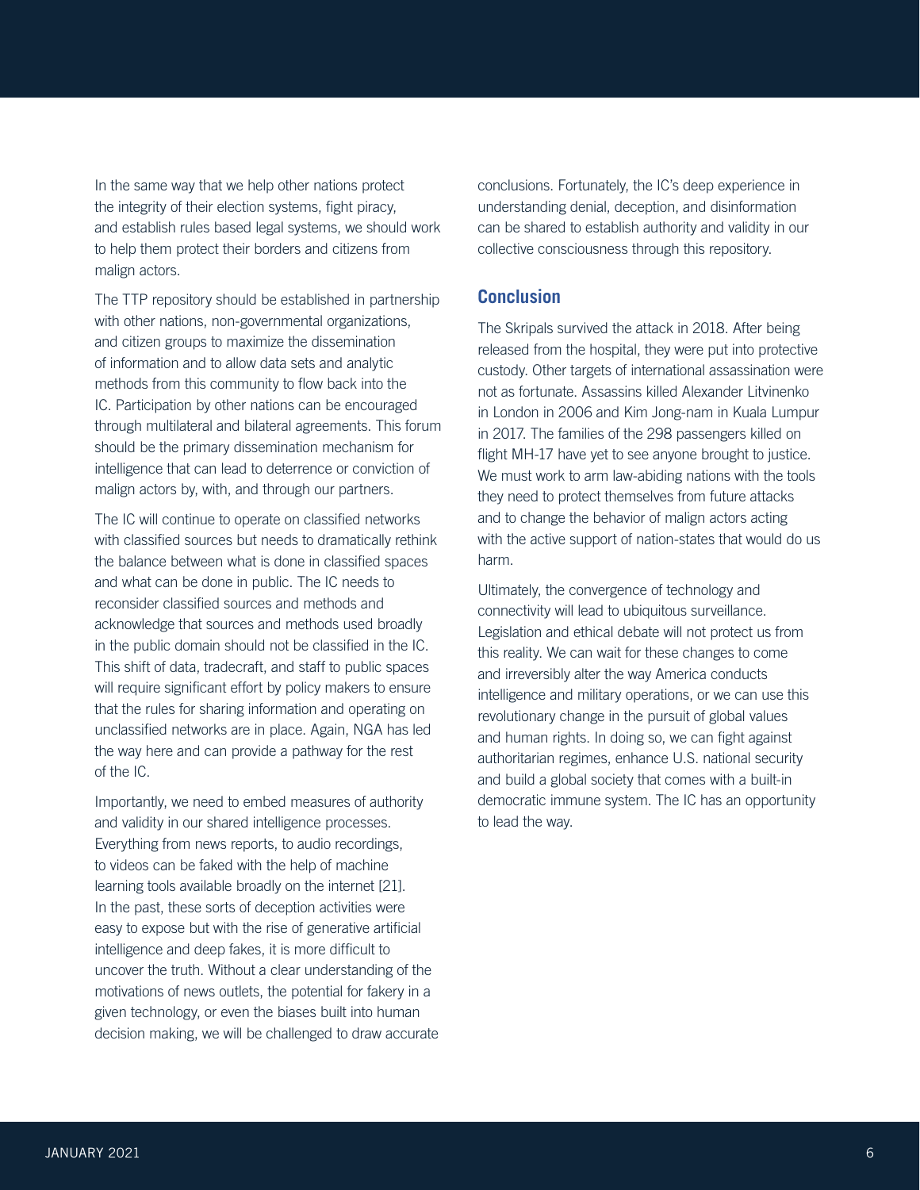In the same way that we help other nations protect the integrity of their election systems, fight piracy, and establish rules based legal systems, we should work to help them protect their borders and citizens from malign actors.

The TTP repository should be established in partnership with other nations, non-governmental organizations, and citizen groups to maximize the dissemination of information and to allow data sets and analytic methods from this community to flow back into the IC. Participation by other nations can be encouraged through multilateral and bilateral agreements. This forum should be the primary dissemination mechanism for intelligence that can lead to deterrence or conviction of malign actors by, with, and through our partners.

The IC will continue to operate on classified networks with classified sources but needs to dramatically rethink the balance between what is done in classified spaces and what can be done in public. The IC needs to reconsider classified sources and methods and acknowledge that sources and methods used broadly in the public domain should not be classified in the IC. This shift of data, tradecraft, and staff to public spaces will require significant effort by policy makers to ensure that the rules for sharing information and operating on unclassified networks are in place. Again, NGA has led the way here and can provide a pathway for the rest of the IC.

Importantly, we need to embed measures of authority and validity in our shared intelligence processes. Everything from news reports, to audio recordings, to videos can be faked with the help of machine learning tools available broadly on the internet [21]. In the past, these sorts of deception activities were easy to expose but with the rise of generative artificial intelligence and deep fakes, it is more difficult to uncover the truth. Without a clear understanding of the motivations of news outlets, the potential for fakery in a given technology, or even the biases built into human decision making, we will be challenged to draw accurate conclusions. Fortunately, the IC's deep experience in understanding denial, deception, and disinformation can be shared to establish authority and validity in our collective consciousness through this repository.

## Conclusion

The Skripals survived the attack in 2018. After being released from the hospital, they were put into protective custody. Other targets of international assassination were not as fortunate. Assassins killed Alexander Litvinenko in London in 2006 and Kim Jong-nam in Kuala Lumpur in 2017. The families of the 298 passengers killed on flight MH-17 have yet to see anyone brought to justice. We must work to arm law-abiding nations with the tools they need to protect themselves from future attacks and to change the behavior of malign actors acting with the active support of nation-states that would do us harm.

Ultimately, the convergence of technology and connectivity will lead to ubiquitous surveillance. Legislation and ethical debate will not protect us from this reality. We can wait for these changes to come and irreversibly alter the way America conducts intelligence and military operations, or we can use this revolutionary change in the pursuit of global values and human rights. In doing so, we can fight against authoritarian regimes, enhance U.S. national security and build a global society that comes with a built-in democratic immune system. The IC has an opportunity to lead the way.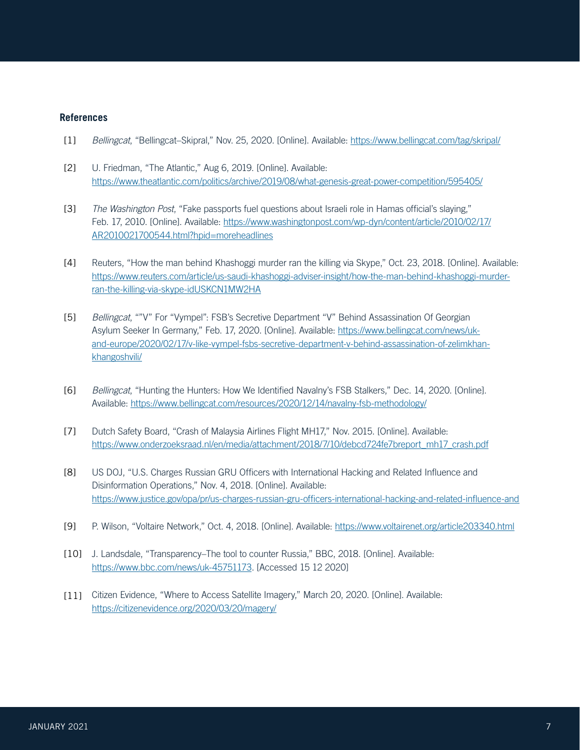## References

[1] *Bellingcat*, "Bellingcat–Skipral," Nov. 25, 2020. [Online]. Available: https://www.bellingcat.com/tag/skripal/

[2] U. Friedman, "The Atlantic," Aug 6, 2019. [Online]. Available: https://www.theatlantic.com/politics/archive/2019/08/what-genesis-great-power-competition/595405/

[3] *The Washington Post*, "Fake passports fuel questions about Israeli role in Hamas official's slaying," Feb. 17, 2010. [Online]. Available: https://www.washingtonpost.com/wp-dyn/content/article/2010/02/17/AR2010021700544.html?hpid=moreheadlines

[4] Reuters, "How the man behind Khashoggi murder ran the killing via Skype," Oct. 23, 2018. [Online]. Available: https://www.reuters.com/article/us-saudi-khashoggi-adviser-insight/how-the-man-behind-khashoggi-murder-ran-the-killing-via-skype-idUSKCN1MW2HA

[5] *Bellingcat*, ""V" For "Vympel": FSB's Secretive Department "V" Behind Assassination Of Georgian Asylum Seeker In Germany," Feb. 17, 2020. [Online]. Available: https://www.bellingcat.com/news/uk-and-europe/2020/02/17/v-like-vympel-fsbs-secretive-department-v-behind-assassination-of-zelimkhan-khangoshvili/

[6] *Bellingcat*, "Hunting the Hunters: How We Identified Navalny's FSB Stalkers," Dec. 14, 2020. [Online]. Available: https://www.bellingcat.com/resources/2020/12/14/navalny-fsb-methodology/

[7] Dutch Safety Board, "Crash of Malaysia Airlines Flight MH17," Nov. 2015. [Online]. Available: https://www.onderzoeksraad.nl/en/media/attachment/2018/7/10/debcd724fe7breport_mh17_crash.pdf

[8] US DOJ, "U.S. Charges Russian GRU Officers with International Hacking and Related Influence and Disinformation Operations," Nov. 4, 2018. [Online]. Available: https://www.justice.gov/opa/pr/us-charges-russian-gru-officers-international-hacking-and-related-influence-and

[9] P. Wilson, "Voltaire Network," Oct. 4, 2018. [Online]. Available: https://www.voltairenet.org/article203340.html

[10] J. Landsdale, "Transparency–The tool to counter Russia," BBC, 2018. [Online]. Available: https://www.bbc.com/news/uk-45751173. [Accessed 15 12 2020]

[11] Citizen Evidence, "Where to Access Satellite Imagery," March 20, 2020. [Online]. Available: https://citizenevidence.org/2020/03/20/magery/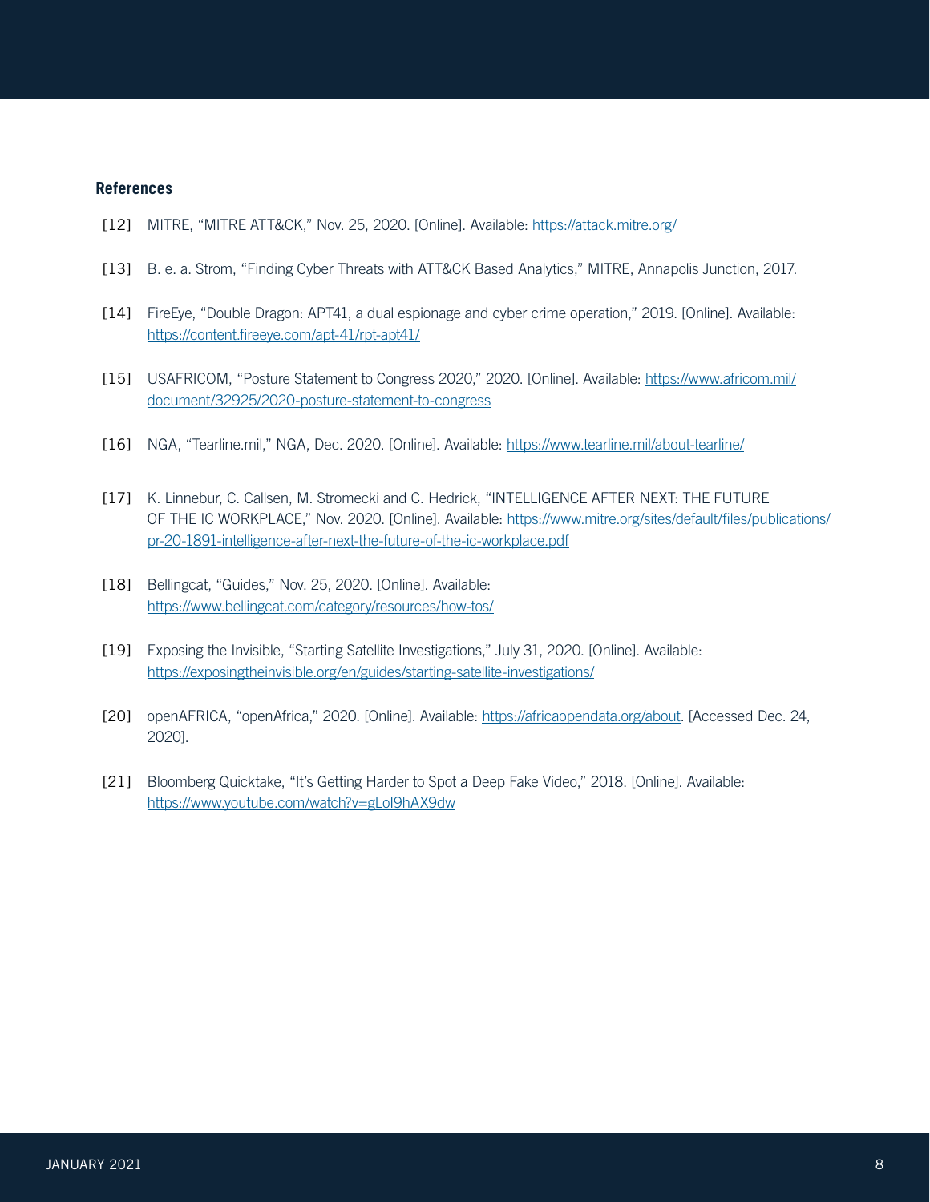## References

[12] MITRE, "MITRE ATT&CK," Nov. 25, 2020. [Online]. Available: https://attack.mitre.org/

[13] B. e. a. Strom, "Finding Cyber Threats with ATT&CK Based Analytics," MITRE, Annapolis Junction, 2017.

[14] FireEye, "Double Dragon: APT41, a dual espionage and cyber crime operation," 2019. [Online]. Available: https://content.fireeye.com/apt-41/rpt-apt41/

[15] USAFRICOM, "Posture Statement to Congress 2020," 2020. [Online]. Available: https://www.africom.mil/document/32925/2020-posture-statement-to-congress

[16] NGA, "Tearline.mil," NGA, Dec. 2020. [Online]. Available: https://www.tearline.mil/about-tearline/

[17] K. Linnebur, C. Callsen, M. Stromecki and C. Hedrick, "INTELLIGENCE AFTER NEXT: THE FUTURE OF THE IC WORKPLACE," Nov. 2020. [Online]. Available: https://www.mitre.org/sites/default/files/publications/pr-20-1891-intelligence-after-next-the-future-of-the-ic-workplace.pdf

[18] Bellingcat, "Guides," Nov. 25, 2020. [Online]. Available: https://www.bellingcat.com/category/resources/how-tos/

[19] Exposing the Invisible, "Starting Satellite Investigations," July 31, 2020. [Online]. Available: https://exposingtheinvisible.org/en/guides/starting-satellite-investigations/

[20] openAFRICA, "openAfrica," 2020. [Online]. Available: https://africaopendata.org/about. [Accessed Dec. 24, 2020].

[21] Bloomberg Quicktake, "It's Getting Harder to Spot a Deep Fake Video," 2018. [Online]. Available: https://www.youtube.com/watch?v=gLoI9hAX9dw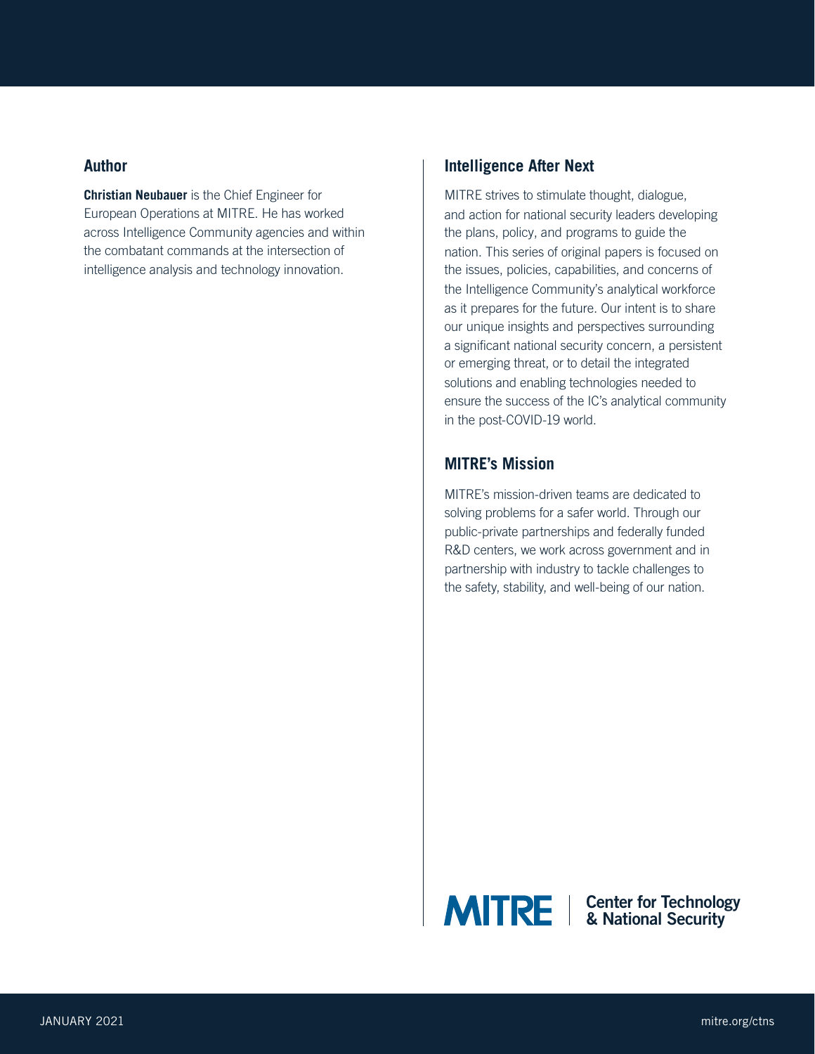## Author

**Christian Neubauer** is the Chief Engineer for European Operations at MITRE. He has worked across Intelligence Community agencies and within the combatant commands at the intersection of intelligence analysis and technology innovation.

## Intelligence After Next

MITRE strives to stimulate thought, dialogue, and action for national security leaders developing the plans, policy, and programs to guide the nation. This series of original papers is focused on the issues, policies, capabilities, and concerns of the Intelligence Community's analytical workforce as it prepares for the future. Our intent is to share our unique insights and perspectives surrounding a significant national security concern, a persistent or emerging threat, or to detail the integrated solutions and enabling technologies needed to ensure the success of the IC's analytical community in the post-COVID-19 world.

## MITRE's Mission

MITRE's mission-driven teams are dedicated to solving problems for a safer world. Through our public-private partnerships and federally funded R&D centers, we work across government and in partnership with industry to tackle challenges to the safety, stability, and well-being of our nation.

MITRE | Center for Technology & National Security

JANUARY 2021

mitre.org/ctns